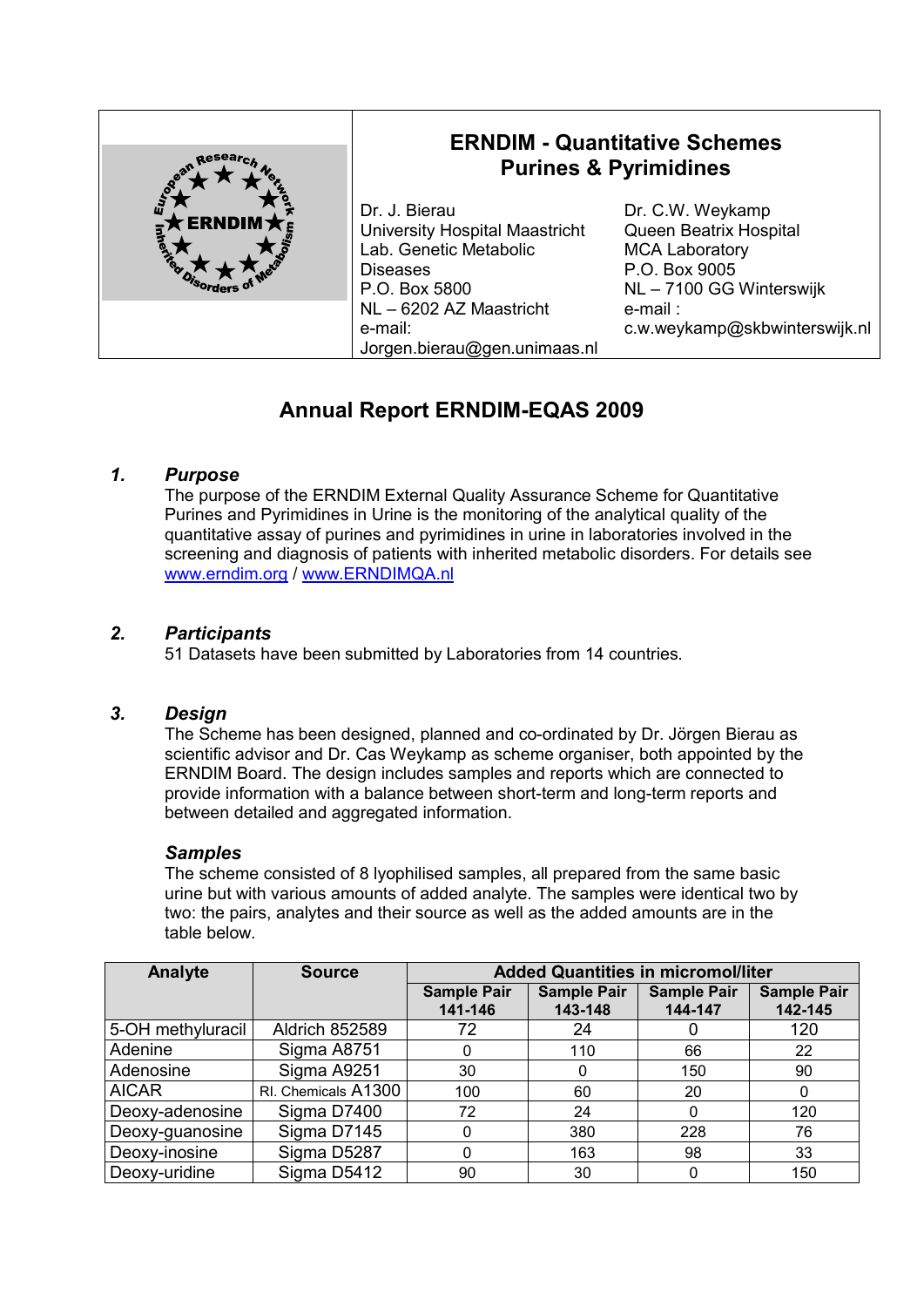# ERNDIM - Quantitative Schemes Purines & Pyrimidines

Dr. J. Bierau
University Hospital Maastricht
Lab. Genetic Metabolic Diseases
P.O. Box 5800
NL – 6202 AZ Maastricht
e-mail: Jorgen.bierau@gen.unimaas.nl

Dr. C.W. Weykamp
Queen Beatrix Hospital
MCA Laboratory
P.O. Box 9005
NL – 7100 GG Winterswijk
e-mail : c.w.weykamp@skbwinterswijk.nl

## Annual Report ERNDIM-EQAS 2009

### 1. *Purpose*

The purpose of the ERNDIM External Quality Assurance Scheme for Quantitative Purines and Pyrimidines in Urine is the monitoring of the analytical quality of the quantitative assay of purines and pyrimidines in urine in laboratories involved in the screening and diagnosis of patients with inherited metabolic disorders. For details see www.erndim.org / www.ERNDIMQA.nl

### 2. *Participants*

51 Datasets have been submitted by Laboratories from 14 countries.

### 3. *Design*

The Scheme has been designed, planned and co-ordinated by Dr. Jörgen Bierau as scientific advisor and Dr. Cas Weykamp as scheme organiser, both appointed by the ERNDIM Board. The design includes samples and reports which are connected to provide information with a balance between short-term and long-term reports and between detailed and aggregated information.

#### *Samples*

The scheme consisted of 8 lyophilised samples, all prepared from the same basic urine but with various amounts of added analyte. The samples were identical two by two: the pairs, analytes and their source as well as the added amounts are in the table below.

| Analyte | Source | Added Quantities in micromol/liter | | | |
|---|---|---|---|---|---|
| | | Sample Pair 141-146 | Sample Pair 143-148 | Sample Pair 144-147 | Sample Pair 142-145 |
| 5-OH methyluracil | Aldrich 852589 | 72 | 24 | 0 | 120 |
| Adenine | Sigma A8751 | 0 | 110 | 66 | 22 |
| Adenosine | Sigma A9251 | 30 | 0 | 150 | 90 |
| AICAR | RI. Chemicals A1300 | 100 | 60 | 20 | 0 |
| Deoxy-adenosine | Sigma D7400 | 72 | 24 | 0 | 120 |
| Deoxy-guanosine | Sigma D7145 | 0 | 380 | 228 | 76 |
| Deoxy-inosine | Sigma D5287 | 0 | 163 | 98 | 33 |
| Deoxy-uridine | Sigma D5412 | 90 | 30 | 0 | 150 |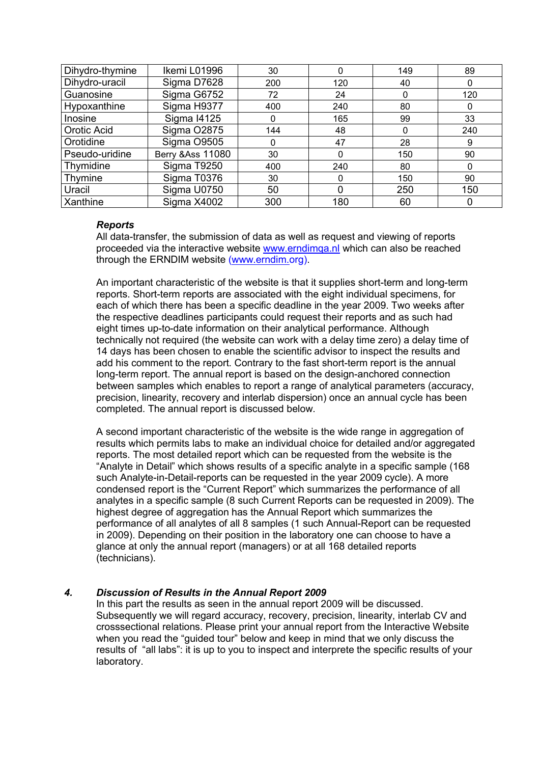| Dihydro-thymine | Ikemi L01996 | 30 | 0 | 149 | 89 |
|---|---|---|---|---|---|
| Dihydro-uracil | Sigma D7628 | 200 | 120 | 40 | 0 |
| Guanosine | Sigma G6752 | 72 | 24 | 0 | 120 |
| Hypoxanthine | Sigma H9377 | 400 | 240 | 80 | 0 |
| Inosine | Sigma I4125 | 0 | 165 | 99 | 33 |
| Orotic Acid | Sigma O2875 | 144 | 48 | 0 | 240 |
| Orotidine | Sigma O9505 | 0 | 47 | 28 | 9 |
| Pseudo-uridine | Berry &Ass 11080 | 30 | 0 | 150 | 90 |
| Thymidine | Sigma T9250 | 400 | 240 | 80 | 0 |
| Thymine | Sigma T0376 | 30 | 0 | 150 | 90 |
| Uracil | Sigma U0750 | 50 | 0 | 250 | 150 |
| Xanthine | Sigma X4002 | 300 | 180 | 60 | 0 |

***Reports***

All data-transfer, the submission of data as well as request and viewing of reports proceeded via the interactive website www.erndimqa.nl which can also be reached through the ERNDIM website (www.erndim.org).

An important characteristic of the website is that it supplies short-term and long-term reports. Short-term reports are associated with the eight individual specimens, for each of which there has been a specific deadline in the year 2009. Two weeks after the respective deadlines participants could request their reports and as such had eight times up-to-date information on their analytical performance. Although technically not required (the website can work with a delay time zero) a delay time of 14 days has been chosen to enable the scientific advisor to inspect the results and add his comment to the report. Contrary to the fast short-term report is the annual long-term report. The annual report is based on the design-anchored connection between samples which enables to report a range of analytical parameters (accuracy, precision, linearity, recovery and interlab dispersion) once an annual cycle has been completed. The annual report is discussed below.

A second important characteristic of the website is the wide range in aggregation of results which permits labs to make an individual choice for detailed and/or aggregated reports. The most detailed report which can be requested from the website is the "Analyte in Detail" which shows results of a specific analyte in a specific sample (168 such Analyte-in-Detail-reports can be requested in the year 2009 cycle). A more condensed report is the "Current Report" which summarizes the performance of all analytes in a specific sample (8 such Current Reports can be requested in 2009). The highest degree of aggregation has the Annual Report which summarizes the performance of all analytes of all 8 samples (1 such Annual-Report can be requested in 2009). Depending on their position in the laboratory one can choose to have a glance at only the annual report (managers) or at all 168 detailed reports (technicians).

## *4. Discussion of Results in the Annual Report 2009*

In this part the results as seen in the annual report 2009 will be discussed. Subsequently we will regard accuracy, recovery, precision, linearity, interlab CV and crosssectional relations. Please print your annual report from the Interactive Website when you read the "guided tour" below and keep in mind that we only discuss the results of "all labs": it is up to you to inspect and interprete the specific results of your laboratory.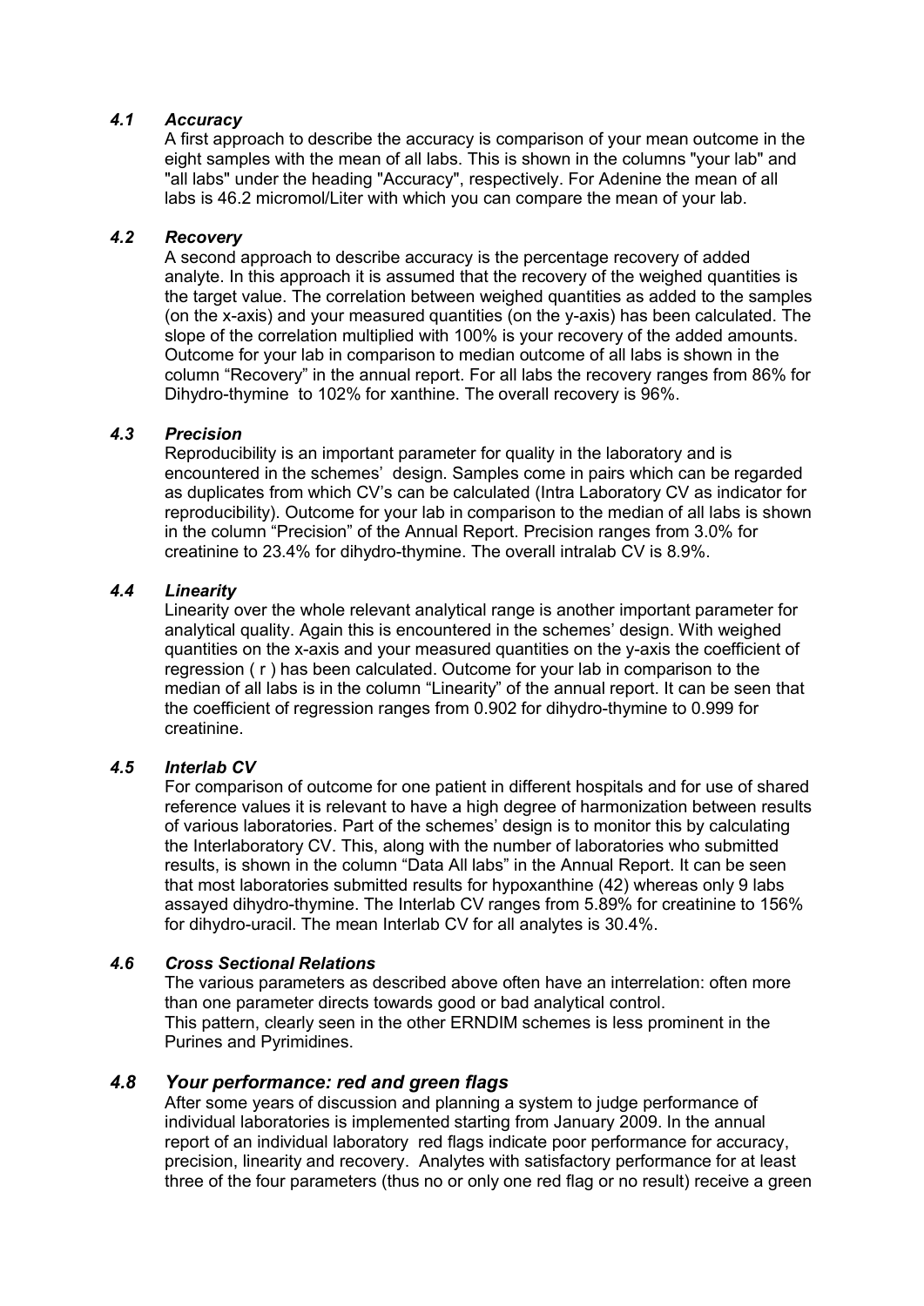### *4.1 Accuracy*

A first approach to describe the accuracy is comparison of your mean outcome in the eight samples with the mean of all labs. This is shown in the columns "your lab" and "all labs" under the heading "Accuracy", respectively. For Adenine the mean of all labs is 46.2 micromol/Liter with which you can compare the mean of your lab.

### *4.2 Recovery*

A second approach to describe accuracy is the percentage recovery of added analyte. In this approach it is assumed that the recovery of the weighed quantities is the target value. The correlation between weighed quantities as added to the samples (on the x-axis) and your measured quantities (on the y-axis) has been calculated. The slope of the correlation multiplied with 100% is your recovery of the added amounts. Outcome for your lab in comparison to median outcome of all labs is shown in the column "Recovery" in the annual report. For all labs the recovery ranges from 86% for Dihydro-thymine to 102% for xanthine. The overall recovery is 96%.

### *4.3 Precision*

Reproducibility is an important parameter for quality in the laboratory and is encountered in the schemes' design. Samples come in pairs which can be regarded as duplicates from which CV's can be calculated (Intra Laboratory CV as indicator for reproducibility). Outcome for your lab in comparison to the median of all labs is shown in the column "Precision" of the Annual Report. Precision ranges from 3.0% for creatinine to 23.4% for dihydro-thymine. The overall intralab CV is 8.9%.

### *4.4 Linearity*

Linearity over the whole relevant analytical range is another important parameter for analytical quality. Again this is encountered in the schemes' design. With weighed quantities on the x-axis and your measured quantities on the y-axis the coefficient of regression ( r ) has been calculated. Outcome for your lab in comparison to the median of all labs is in the column "Linearity" of the annual report. It can be seen that the coefficient of regression ranges from 0.902 for dihydro-thymine to 0.999 for creatinine.

### *4.5 Interlab CV*

For comparison of outcome for one patient in different hospitals and for use of shared reference values it is relevant to have a high degree of harmonization between results of various laboratories. Part of the schemes' design is to monitor this by calculating the Interlaboratory CV. This, along with the number of laboratories who submitted results, is shown in the column "Data All labs" in the Annual Report. It can be seen that most laboratories submitted results for hypoxanthine (42) whereas only 9 labs assayed dihydro-thymine. The Interlab CV ranges from 5.89% for creatinine to 156% for dihydro-uracil. The mean Interlab CV for all analytes is 30.4%.

### *4.6 Cross Sectional Relations*

The various parameters as described above often have an interrelation: often more than one parameter directs towards good or bad analytical control.
This pattern, clearly seen in the other ERNDIM schemes is less prominent in the Purines and Pyrimidines.

### *4.8 Your performance: red and green flags*

After some years of discussion and planning a system to judge performance of individual laboratories is implemented starting from January 2009. In the annual report of an individual laboratory red flags indicate poor performance for accuracy, precision, linearity and recovery. Analytes with satisfactory performance for at least three of the four parameters (thus no or only one red flag or no result) receive a green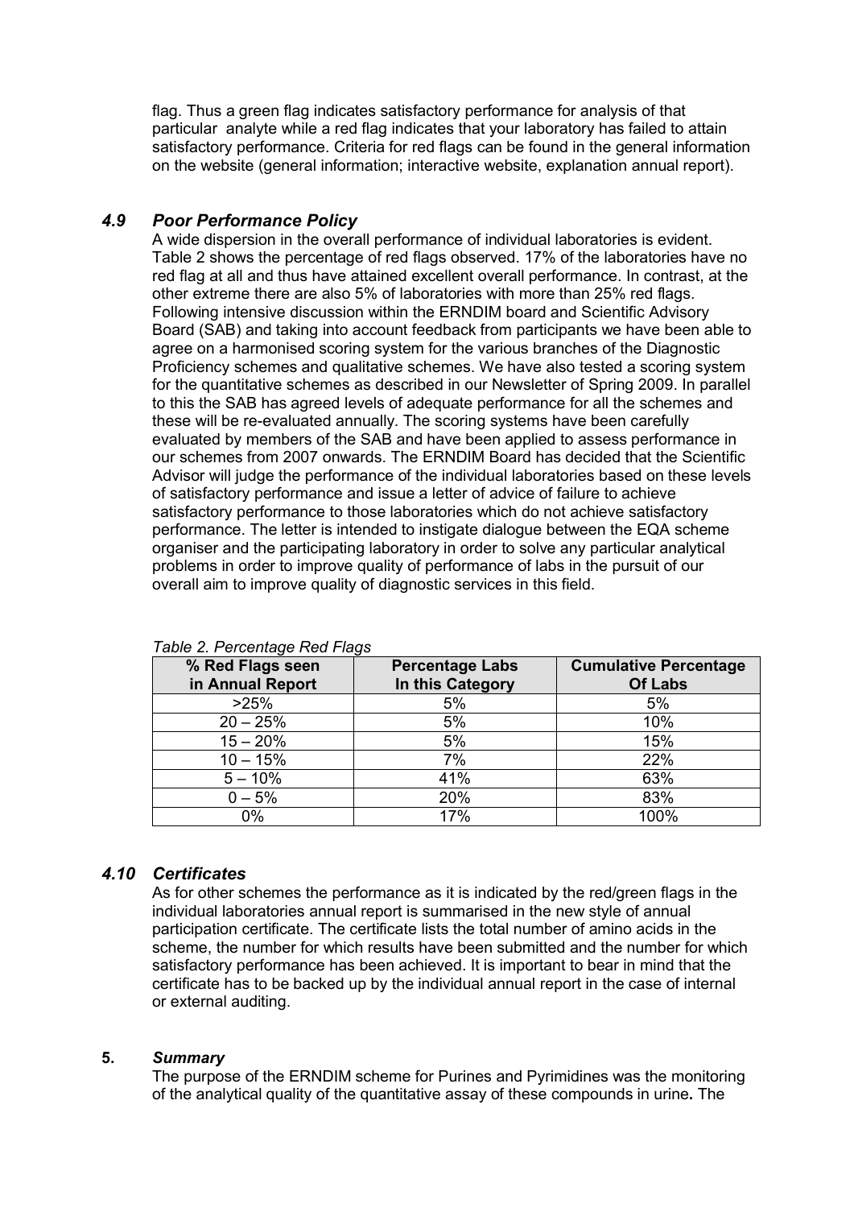flag. Thus a green flag indicates satisfactory performance for analysis of that particular analyte while a red flag indicates that your laboratory has failed to attain satisfactory performance. Criteria for red flags can be found in the general information on the website (general information; interactive website, explanation annual report).

### *4.9 Poor Performance Policy*

A wide dispersion in the overall performance of individual laboratories is evident. Table 2 shows the percentage of red flags observed. 17% of the laboratories have no red flag at all and thus have attained excellent overall performance. In contrast, at the other extreme there are also 5% of laboratories with more than 25% red flags. Following intensive discussion within the ERNDIM board and Scientific Advisory Board (SAB) and taking into account feedback from participants we have been able to agree on a harmonised scoring system for the various branches of the Diagnostic Proficiency schemes and qualitative schemes. We have also tested a scoring system for the quantitative schemes as described in our Newsletter of Spring 2009. In parallel to this the SAB has agreed levels of adequate performance for all the schemes and these will be re-evaluated annually. The scoring systems have been carefully evaluated by members of the SAB and have been applied to assess performance in our schemes from 2007 onwards. The ERNDIM Board has decided that the Scientific Advisor will judge the performance of the individual laboratories based on these levels of satisfactory performance and issue a letter of advice of failure to achieve satisfactory performance to those laboratories which do not achieve satisfactory performance. The letter is intended to instigate dialogue between the EQA scheme organiser and the participating laboratory in order to solve any particular analytical problems in order to improve quality of performance of labs in the pursuit of our overall aim to improve quality of diagnostic services in this field.

*Table 2. Percentage Red Flags*

| % Red Flags seen in Annual Report | Percentage Labs In this Category | Cumulative Percentage Of Labs |
|---|---|---|
| >25% | 5% | 5% |
| 20 – 25% | 5% | 10% |
| 15 – 20% | 5% | 15% |
| 10 – 15% | 7% | 22% |
| 5 – 10% | 41% | 63% |
| 0 – 5% | 20% | 83% |
| 0% | 17% | 100% |

### *4.10 Certificates*

As for other schemes the performance as it is indicated by the red/green flags in the individual laboratories annual report is summarised in the new style of annual participation certificate. The certificate lists the total number of amino acids in the scheme, the number for which results have been submitted and the number for which satisfactory performance has been achieved. It is important to bear in mind that the certificate has to be backed up by the individual annual report in the case of internal or external auditing.

## 5. *Summary*

The purpose of the ERNDIM scheme for Purines and Pyrimidines was the monitoring of the analytical quality of the quantitative assay of these compounds in urine**.** The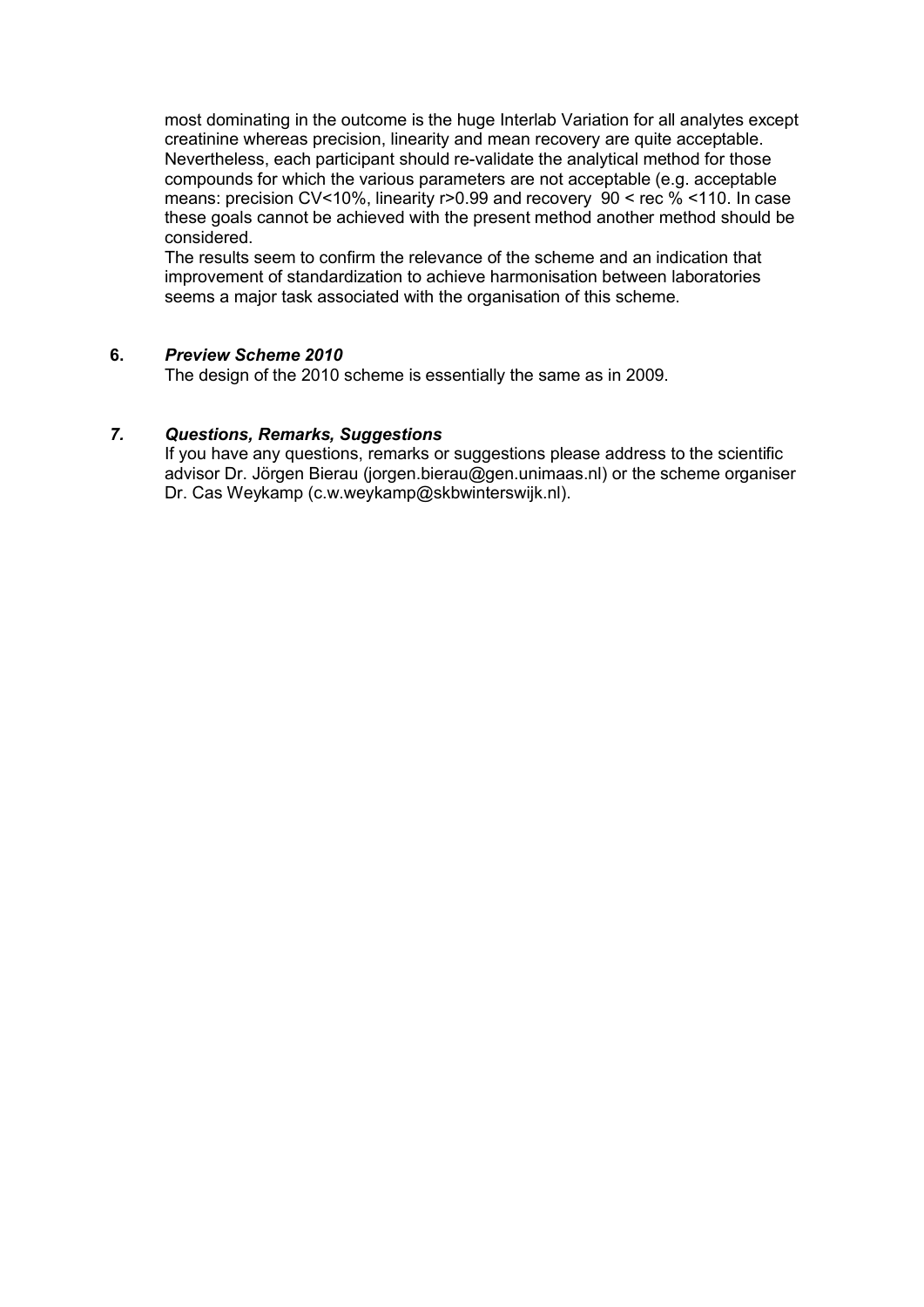most dominating in the outcome is the huge Interlab Variation for all analytes except creatinine whereas precision, linearity and mean recovery are quite acceptable. Nevertheless, each participant should re-validate the analytical method for those compounds for which the various parameters are not acceptable (e.g. acceptable means: precision CV<10%, linearity r>0.99 and recovery 90 < rec % <110. In case these goals cannot be achieved with the present method another method should be considered.

The results seem to confirm the relevance of the scheme and an indication that improvement of standardization to achieve harmonisation between laboratories seems a major task associated with the organisation of this scheme.

## 6. *Preview Scheme 2010*

The design of the 2010 scheme is essentially the same as in 2009.

## *7. Questions, Remarks, Suggestions*

If you have any questions, remarks or suggestions please address to the scientific advisor Dr. Jörgen Bierau (jorgen.bierau@gen.unimaas.nl) or the scheme organiser Dr. Cas Weykamp (c.w.weykamp@skbwinterswijk.nl).